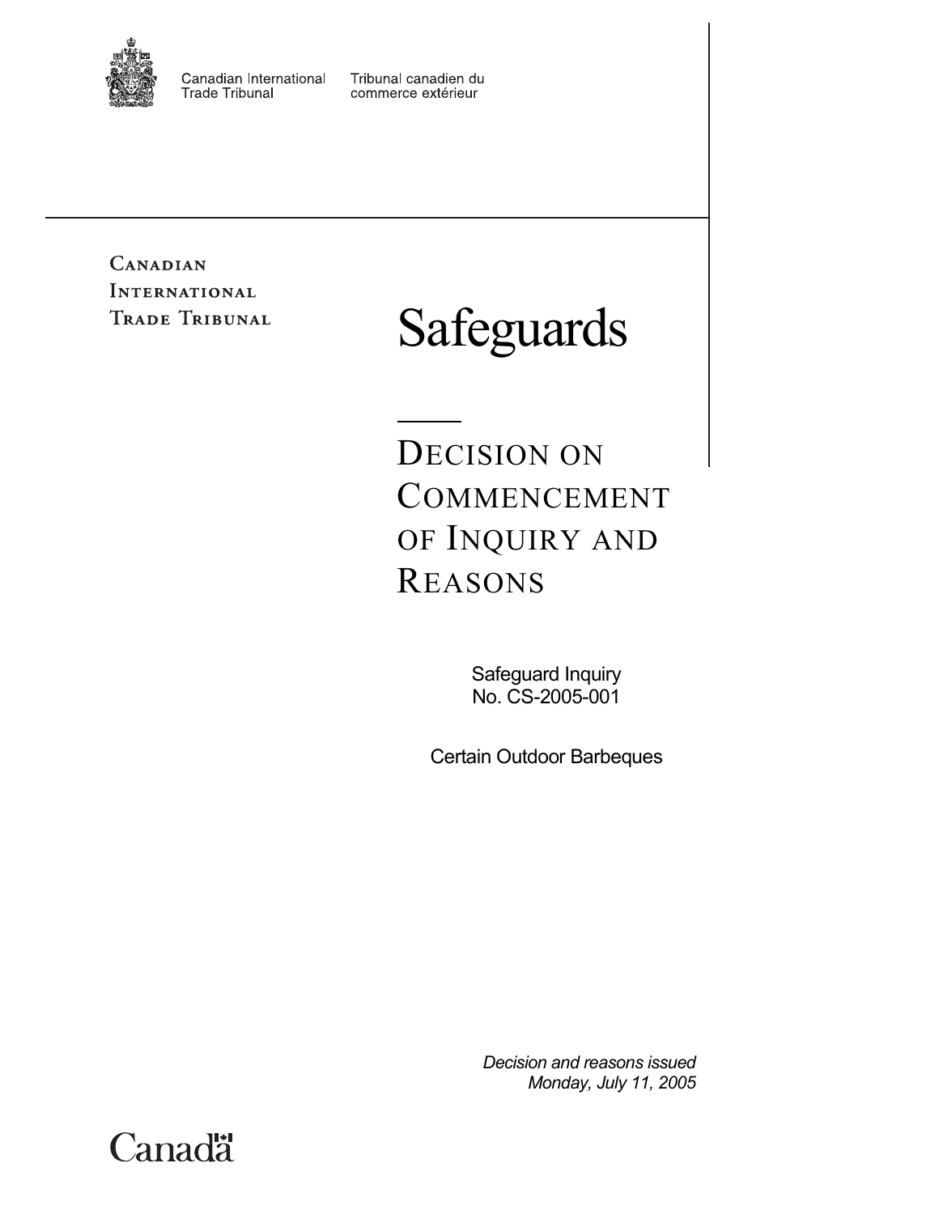Canadian International Trade Tribunal | Tribunal canadien du commerce extérieur

CANADIAN INTERNATIONAL TRADE TRIBUNAL

# Safeguards

## DECISION ON COMMENCEMENT OF INQUIRY AND REASONS

Safeguard Inquiry
No. CS-2005-001

Certain Outdoor Barbeques

*Decision and reasons issued*
*Monday, July 11, 2005*

Canada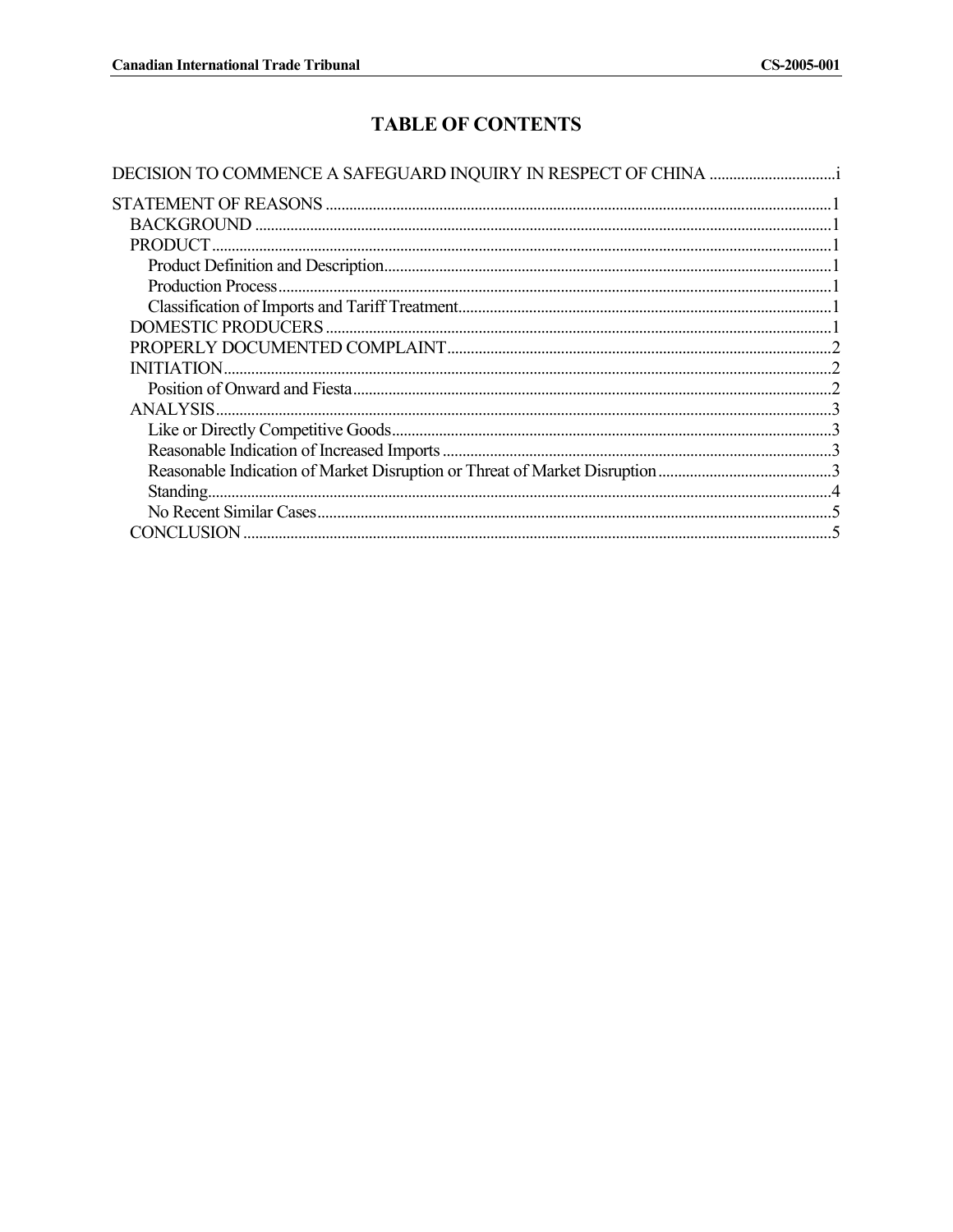# TABLE OF CONTENTS

DECISION TO COMMENCE A SAFEGUARD INQUIRY IN RESPECT OF CHINA ................................i

STATEMENT OF REASONS ................................................................................................1
- BACKGROUND ................................................................................................1
- PRODUCT................................................................................................1
  - Product Definition and Description................................................................................................1
  - Production Process................................................................................................1
  - Classification of Imports and Tariff Treatment................................................................................................1
- DOMESTIC PRODUCERS ................................................................................................1
- PROPERLY DOCUMENTED COMPLAINT................................................................................................2
- INITIATION................................................................................................2
  - Position of Onward and Fiesta................................................................................................2
- ANALYSIS................................................................................................3
  - Like or Directly Competitive Goods................................................................................................3
  - Reasonable Indication of Increased Imports ................................................................................................3
  - Reasonable Indication of Market Disruption or Threat of Market Disruption................................................3
  - Standing................................................................................................4
  - No Recent Similar Cases................................................................................................5
- CONCLUSION ................................................................................................5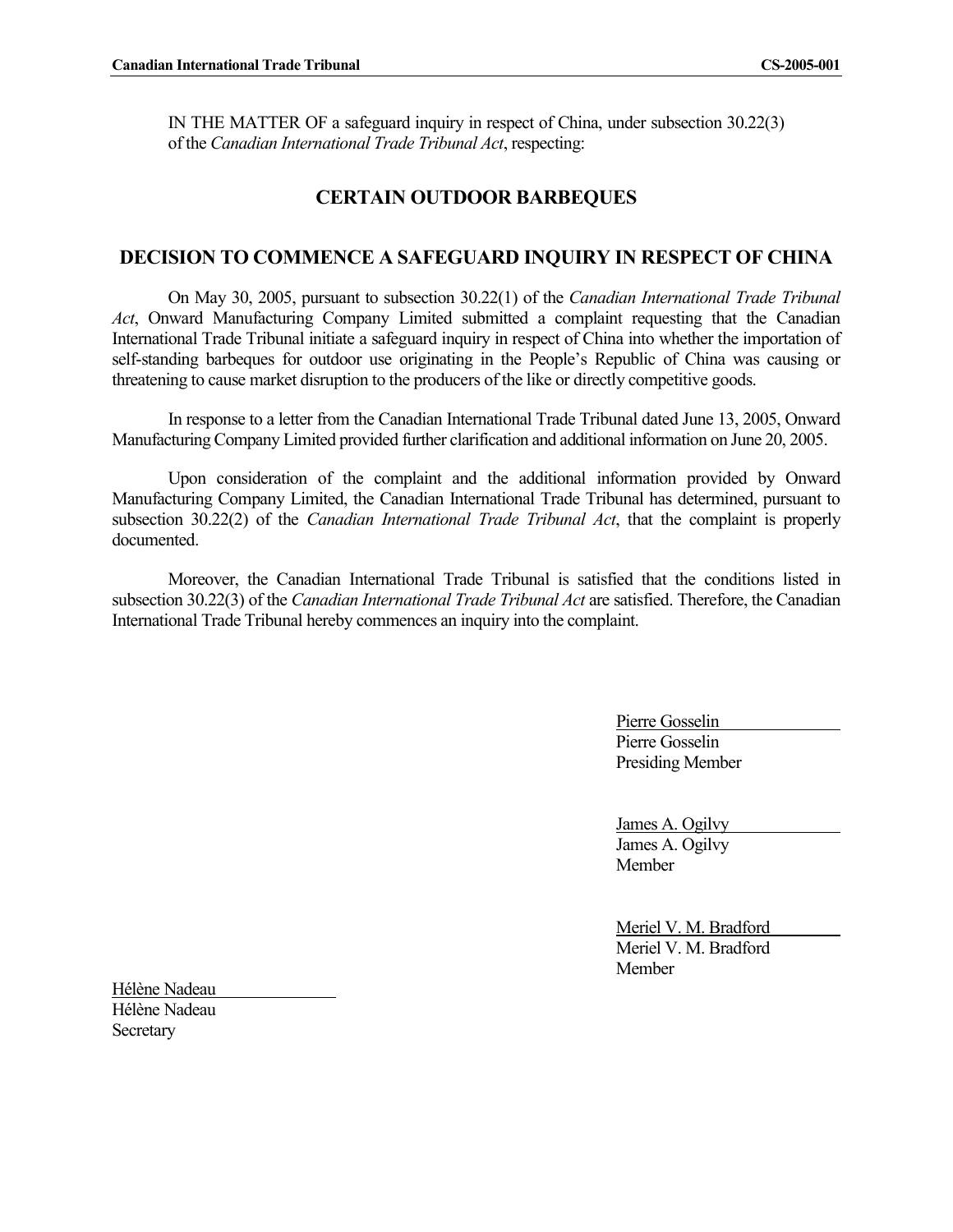IN THE MATTER OF a safeguard inquiry in respect of China, under subsection 30.22(3) of the *Canadian International Trade Tribunal Act*, respecting:

## CERTAIN OUTDOOR BARBEQUES

## DECISION TO COMMENCE A SAFEGUARD INQUIRY IN RESPECT OF CHINA

On May 30, 2005, pursuant to subsection 30.22(1) of the *Canadian International Trade Tribunal Act*, Onward Manufacturing Company Limited submitted a complaint requesting that the Canadian International Trade Tribunal initiate a safeguard inquiry in respect of China into whether the importation of self-standing barbeques for outdoor use originating in the People's Republic of China was causing or threatening to cause market disruption to the producers of the like or directly competitive goods.

In response to a letter from the Canadian International Trade Tribunal dated June 13, 2005, Onward Manufacturing Company Limited provided further clarification and additional information on June 20, 2005.

Upon consideration of the complaint and the additional information provided by Onward Manufacturing Company Limited, the Canadian International Trade Tribunal has determined, pursuant to subsection 30.22(2) of the *Canadian International Trade Tribunal Act*, that the complaint is properly documented.

Moreover, the Canadian International Trade Tribunal is satisfied that the conditions listed in subsection 30.22(3) of the *Canadian International Trade Tribunal Act* are satisfied. Therefore, the Canadian International Trade Tribunal hereby commences an inquiry into the complaint.

Pierre Gosselin
Pierre Gosselin
Presiding Member

James A. Ogilvy
James A. Ogilvy
Member

Meriel V. M. Bradford
Meriel V. M. Bradford
Member

Hélène Nadeau
Hélène Nadeau
Secretary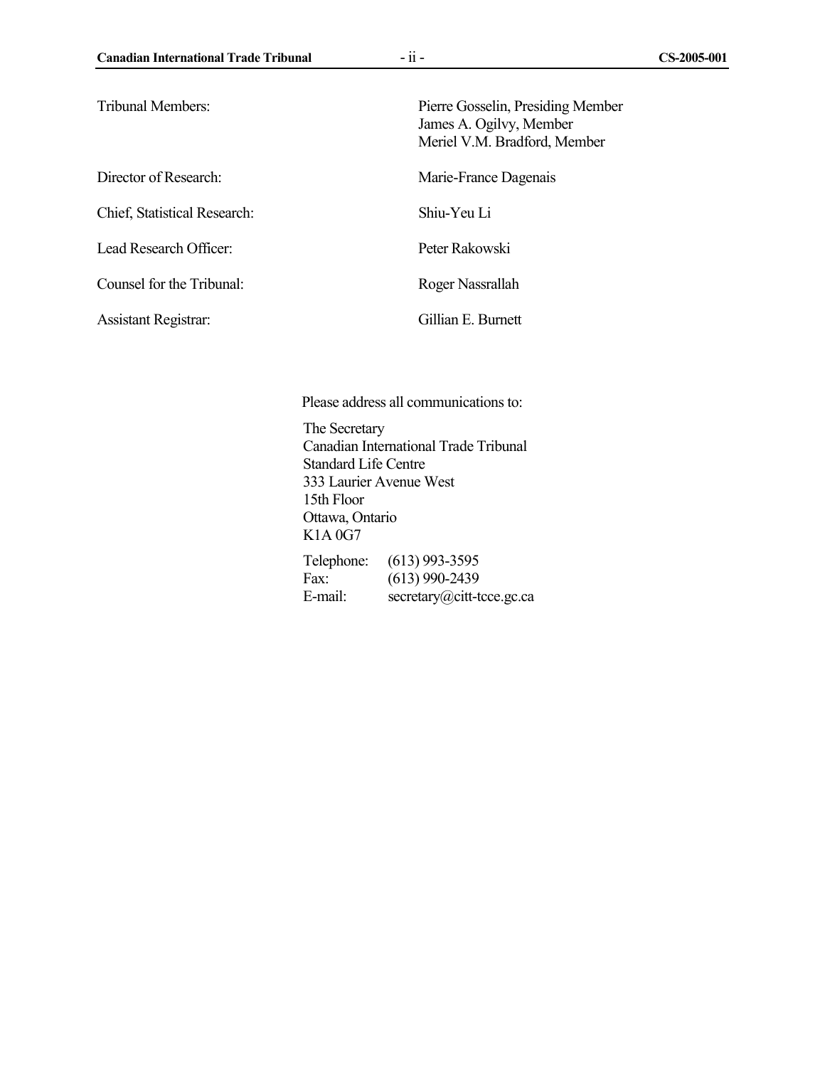Tribunal Members: Pierre Gosselin, Presiding Member
James A. Ogilvy, Member
Meriel V.M. Bradford, Member

Director of Research: Marie-France Dagenais

Chief, Statistical Research: Shiu-Yeu Li

Lead Research Officer: Peter Rakowski

Counsel for the Tribunal: Roger Nassrallah

Assistant Registrar: Gillian E. Burnett

Please address all communications to:

The Secretary
Canadian International Trade Tribunal
Standard Life Centre
333 Laurier Avenue West
15th Floor
Ottawa, Ontario
K1A 0G7

Telephone: (613) 993-3595
Fax: (613) 990-2439
E-mail: secretary@citt-tcce.gc.ca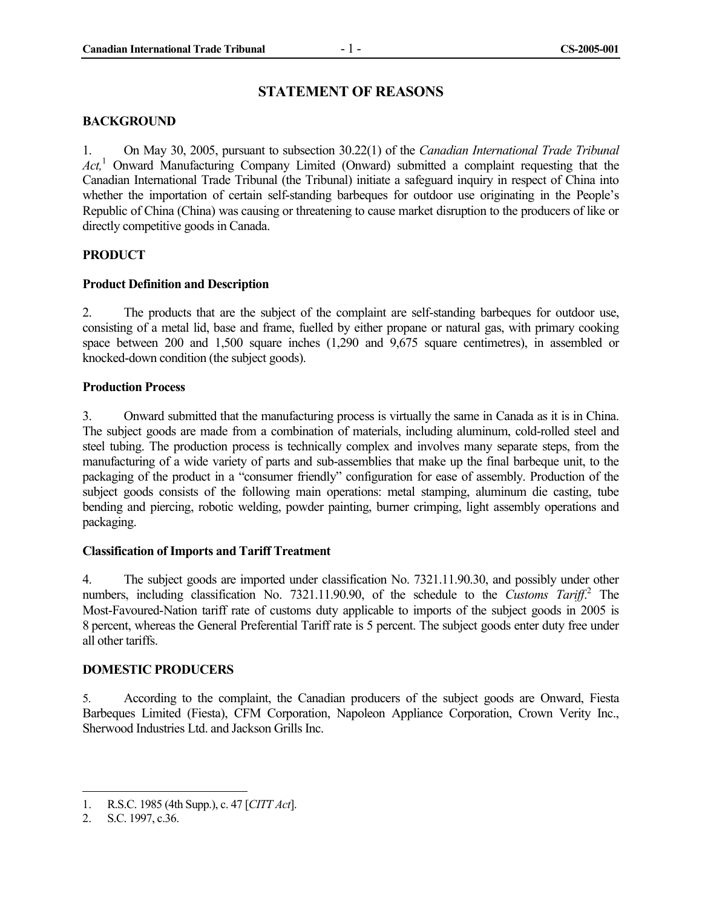## STATEMENT OF REASONS

### BACKGROUND

1. On May 30, 2005, pursuant to subsection 30.22(1) of the *Canadian International Trade Tribunal Act,*[1] Onward Manufacturing Company Limited (Onward) submitted a complaint requesting that the Canadian International Trade Tribunal (the Tribunal) initiate a safeguard inquiry in respect of China into whether the importation of certain self-standing barbeques for outdoor use originating in the People's Republic of China (China) was causing or threatening to cause market disruption to the producers of like or directly competitive goods in Canada.

### PRODUCT

#### Product Definition and Description

2. The products that are the subject of the complaint are self-standing barbeques for outdoor use, consisting of a metal lid, base and frame, fuelled by either propane or natural gas, with primary cooking space between 200 and 1,500 square inches (1,290 and 9,675 square centimetres), in assembled or knocked-down condition (the subject goods).

#### Production Process

3. Onward submitted that the manufacturing process is virtually the same in Canada as it is in China. The subject goods are made from a combination of materials, including aluminum, cold-rolled steel and steel tubing. The production process is technically complex and involves many separate steps, from the manufacturing of a wide variety of parts and sub-assemblies that make up the final barbeque unit, to the packaging of the product in a "consumer friendly" configuration for ease of assembly. Production of the subject goods consists of the following main operations: metal stamping, aluminum die casting, tube bending and piercing, robotic welding, powder painting, burner crimping, light assembly operations and packaging.

#### Classification of Imports and Tariff Treatment

4. The subject goods are imported under classification No. 7321.11.90.30, and possibly under other numbers, including classification No. 7321.11.90.90, of the schedule to the *Customs Tariff*.[2] The Most-Favoured-Nation tariff rate of customs duty applicable to imports of the subject goods in 2005 is 8 percent, whereas the General Preferential Tariff rate is 5 percent. The subject goods enter duty free under all other tariffs.

### DOMESTIC PRODUCERS

5. According to the complaint, the Canadian producers of the subject goods are Onward, Fiesta Barbeques Limited (Fiesta), CFM Corporation, Napoleon Appliance Corporation, Crown Verity Inc., Sherwood Industries Ltd. and Jackson Grills Inc.

---

1. R.S.C. 1985 (4th Supp.), c. 47 [*CITT Act*].
2. S.C. 1997, c.36.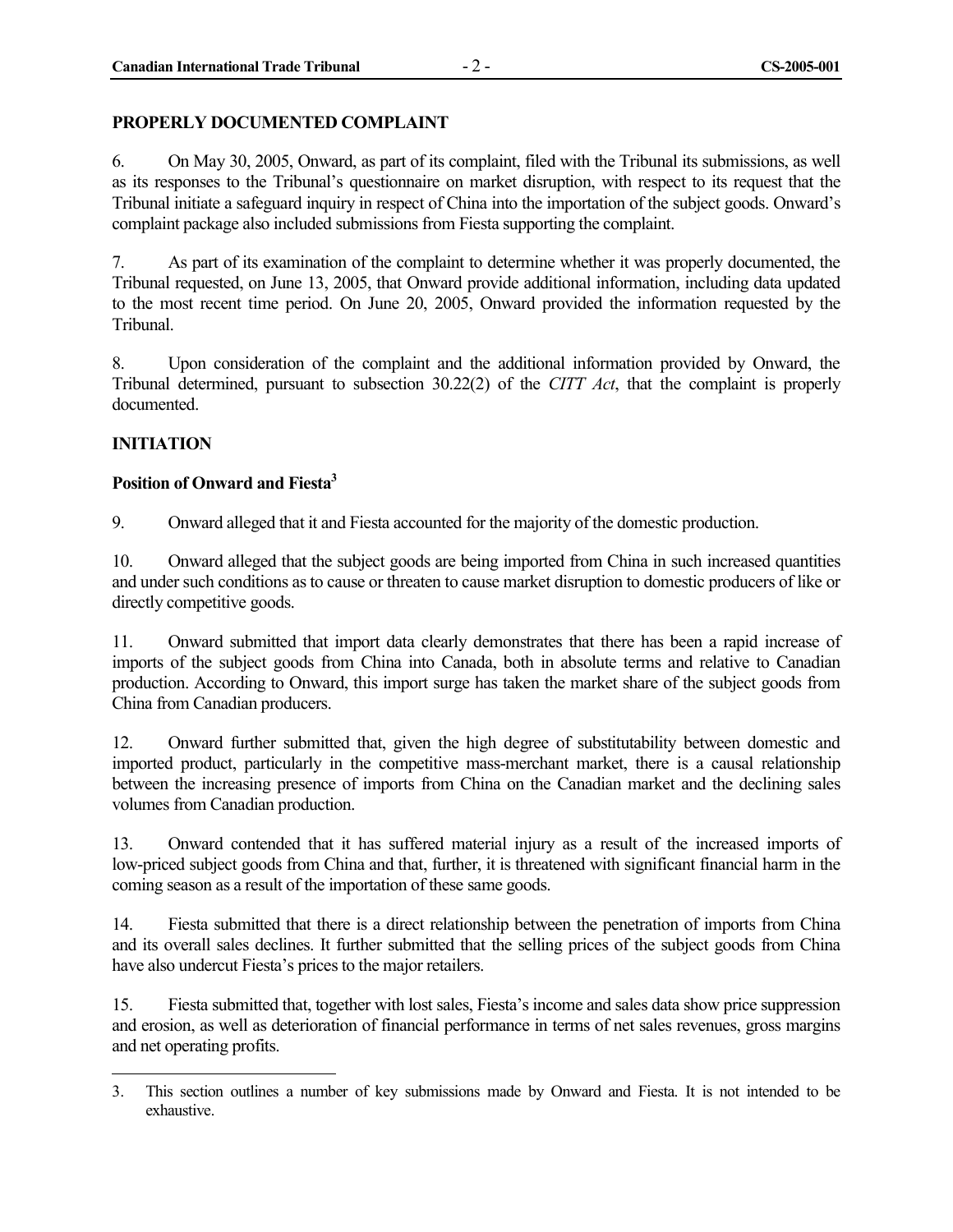## PROPERLY DOCUMENTED COMPLAINT

6. On May 30, 2005, Onward, as part of its complaint, filed with the Tribunal its submissions, as well as its responses to the Tribunal's questionnaire on market disruption, with respect to its request that the Tribunal initiate a safeguard inquiry in respect of China into the importation of the subject goods. Onward's complaint package also included submissions from Fiesta supporting the complaint.

7. As part of its examination of the complaint to determine whether it was properly documented, the Tribunal requested, on June 13, 2005, that Onward provide additional information, including data updated to the most recent time period. On June 20, 2005, Onward provided the information requested by the Tribunal.

8. Upon consideration of the complaint and the additional information provided by Onward, the Tribunal determined, pursuant to subsection 30.22(2) of the *CITT Act*, that the complaint is properly documented.

## INITIATION

### Position of Onward and Fiesta[3]

9. Onward alleged that it and Fiesta accounted for the majority of the domestic production.

10. Onward alleged that the subject goods are being imported from China in such increased quantities and under such conditions as to cause or threaten to cause market disruption to domestic producers of like or directly competitive goods.

11. Onward submitted that import data clearly demonstrates that there has been a rapid increase of imports of the subject goods from China into Canada, both in absolute terms and relative to Canadian production. According to Onward, this import surge has taken the market share of the subject goods from China from Canadian producers.

12. Onward further submitted that, given the high degree of substitutability between domestic and imported product, particularly in the competitive mass-merchant market, there is a causal relationship between the increasing presence of imports from China on the Canadian market and the declining sales volumes from Canadian production.

13. Onward contended that it has suffered material injury as a result of the increased imports of low-priced subject goods from China and that, further, it is threatened with significant financial harm in the coming season as a result of the importation of these same goods.

14. Fiesta submitted that there is a direct relationship between the penetration of imports from China and its overall sales declines. It further submitted that the selling prices of the subject goods from China have also undercut Fiesta's prices to the major retailers.

15. Fiesta submitted that, together with lost sales, Fiesta's income and sales data show price suppression and erosion, as well as deterioration of financial performance in terms of net sales revenues, gross margins and net operating profits.

---

3. This section outlines a number of key submissions made by Onward and Fiesta. It is not intended to be exhaustive.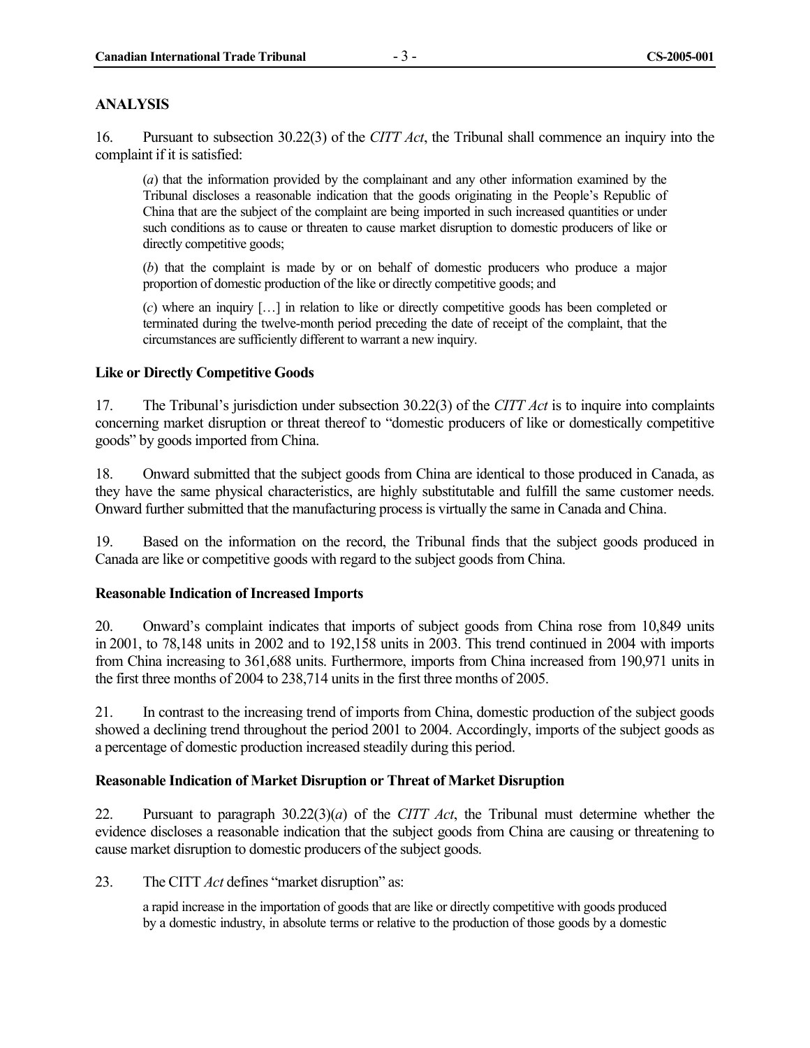## ANALYSIS

16. Pursuant to subsection 30.22(3) of the *CITT Act*, the Tribunal shall commence an inquiry into the complaint if it is satisfied:

> (*a*) that the information provided by the complainant and any other information examined by the Tribunal discloses a reasonable indication that the goods originating in the People's Republic of China that are the subject of the complaint are being imported in such increased quantities or under such conditions as to cause or threaten to cause market disruption to domestic producers of like or directly competitive goods;
>
> (*b*) that the complaint is made by or on behalf of domestic producers who produce a major proportion of domestic production of the like or directly competitive goods; and
>
> (*c*) where an inquiry […] in relation to like or directly competitive goods has been completed or terminated during the twelve-month period preceding the date of receipt of the complaint, that the circumstances are sufficiently different to warrant a new inquiry.

### Like or Directly Competitive Goods

17. The Tribunal's jurisdiction under subsection 30.22(3) of the *CITT Act* is to inquire into complaints concerning market disruption or threat thereof to "domestic producers of like or domestically competitive goods" by goods imported from China.

18. Onward submitted that the subject goods from China are identical to those produced in Canada, as they have the same physical characteristics, are highly substitutable and fulfill the same customer needs. Onward further submitted that the manufacturing process is virtually the same in Canada and China.

19. Based on the information on the record, the Tribunal finds that the subject goods produced in Canada are like or competitive goods with regard to the subject goods from China.

### Reasonable Indication of Increased Imports

20. Onward's complaint indicates that imports of subject goods from China rose from 10,849 units in 2001, to 78,148 units in 2002 and to 192,158 units in 2003. This trend continued in 2004 with imports from China increasing to 361,688 units. Furthermore, imports from China increased from 190,971 units in the first three months of 2004 to 238,714 units in the first three months of 2005.

21. In contrast to the increasing trend of imports from China, domestic production of the subject goods showed a declining trend throughout the period 2001 to 2004. Accordingly, imports of the subject goods as a percentage of domestic production increased steadily during this period.

### Reasonable Indication of Market Disruption or Threat of Market Disruption

22. Pursuant to paragraph 30.22(3)(*a*) of the *CITT Act*, the Tribunal must determine whether the evidence discloses a reasonable indication that the subject goods from China are causing or threatening to cause market disruption to domestic producers of the subject goods.

23. The CITT *Act* defines "market disruption" as:

> a rapid increase in the importation of goods that are like or directly competitive with goods produced by a domestic industry, in absolute terms or relative to the production of those goods by a domestic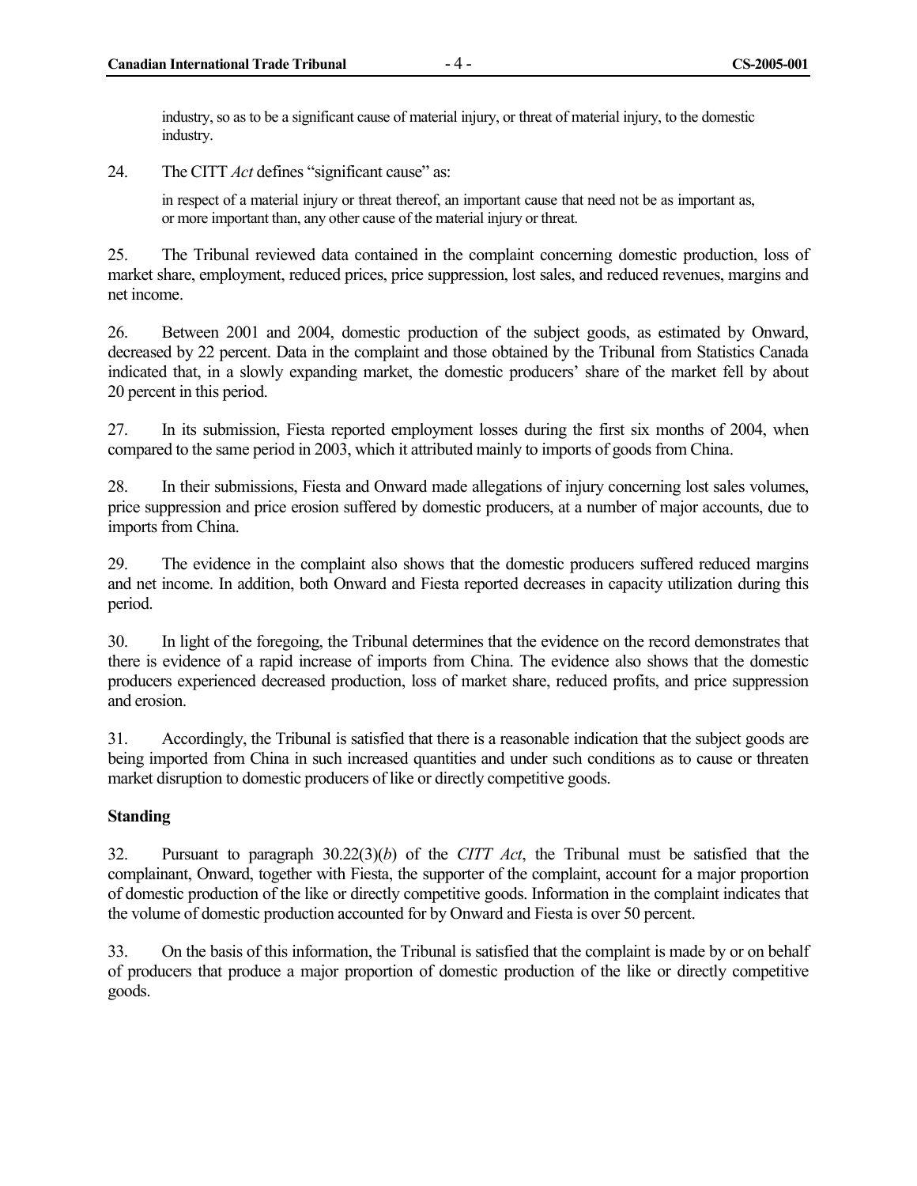industry, so as to be a significant cause of material injury, or threat of material injury, to the domestic industry.

24. The CITT *Act* defines "significant cause" as:

> in respect of a material injury or threat thereof, an important cause that need not be as important as, or more important than, any other cause of the material injury or threat.

25. The Tribunal reviewed data contained in the complaint concerning domestic production, loss of market share, employment, reduced prices, price suppression, lost sales, and reduced revenues, margins and net income.

26. Between 2001 and 2004, domestic production of the subject goods, as estimated by Onward, decreased by 22 percent. Data in the complaint and those obtained by the Tribunal from Statistics Canada indicated that, in a slowly expanding market, the domestic producers' share of the market fell by about 20 percent in this period.

27. In its submission, Fiesta reported employment losses during the first six months of 2004, when compared to the same period in 2003, which it attributed mainly to imports of goods from China.

28. In their submissions, Fiesta and Onward made allegations of injury concerning lost sales volumes, price suppression and price erosion suffered by domestic producers, at a number of major accounts, due to imports from China.

29. The evidence in the complaint also shows that the domestic producers suffered reduced margins and net income. In addition, both Onward and Fiesta reported decreases in capacity utilization during this period.

30. In light of the foregoing, the Tribunal determines that the evidence on the record demonstrates that there is evidence of a rapid increase of imports from China. The evidence also shows that the domestic producers experienced decreased production, loss of market share, reduced profits, and price suppression and erosion.

31. Accordingly, the Tribunal is satisfied that there is a reasonable indication that the subject goods are being imported from China in such increased quantities and under such conditions as to cause or threaten market disruption to domestic producers of like or directly competitive goods.

**Standing**

32. Pursuant to paragraph 30.22(3)(*b*) of the *CITT Act*, the Tribunal must be satisfied that the complainant, Onward, together with Fiesta, the supporter of the complaint, account for a major proportion of domestic production of the like or directly competitive goods. Information in the complaint indicates that the volume of domestic production accounted for by Onward and Fiesta is over 50 percent.

33. On the basis of this information, the Tribunal is satisfied that the complaint is made by or on behalf of producers that produce a major proportion of domestic production of the like or directly competitive goods.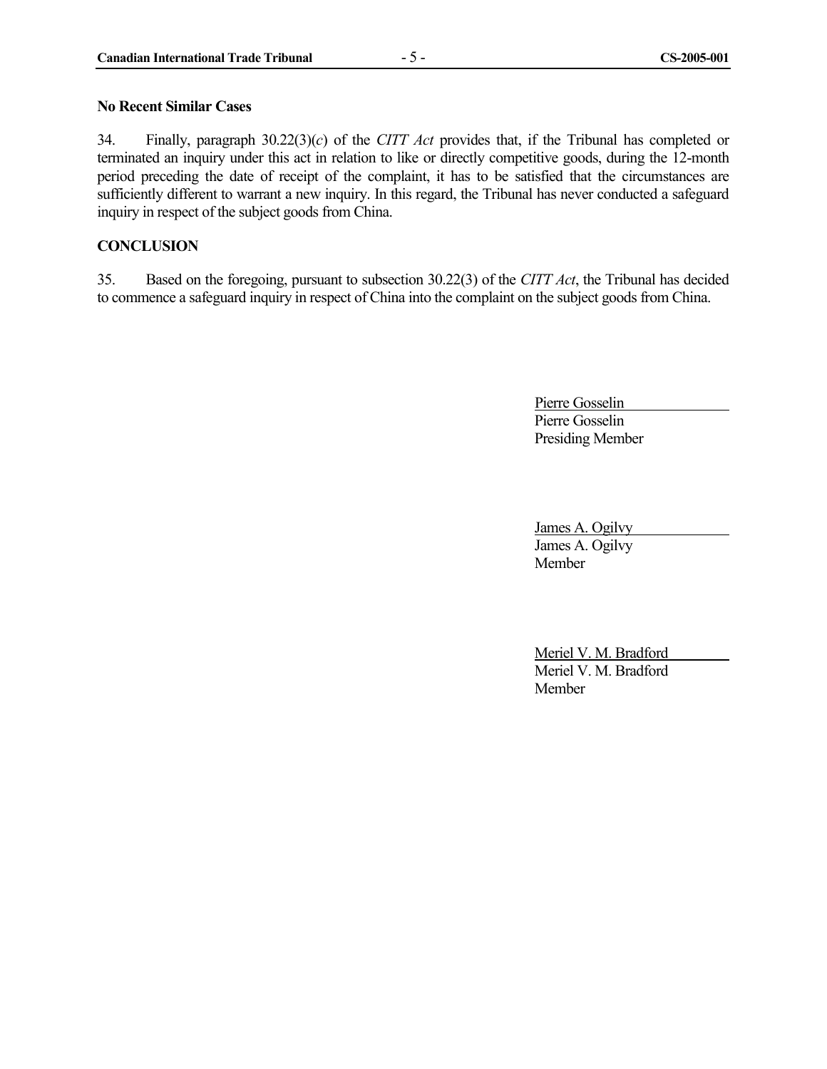**No Recent Similar Cases**

34. Finally, paragraph 30.22(3)(*c*) of the *CITT Act* provides that, if the Tribunal has completed or terminated an inquiry under this act in relation to like or directly competitive goods, during the 12-month period preceding the date of receipt of the complaint, it has to be satisfied that the circumstances are sufficiently different to warrant a new inquiry. In this regard, the Tribunal has never conducted a safeguard inquiry in respect of the subject goods from China.

**CONCLUSION**

35. Based on the foregoing, pursuant to subsection 30.22(3) of the *CITT Act*, the Tribunal has decided to commence a safeguard inquiry in respect of China into the complaint on the subject goods from China.

Pierre Gosselin
Pierre Gosselin
Presiding Member

James A. Ogilvy
James A. Ogilvy
Member

Meriel V. M. Bradford
Meriel V. M. Bradford
Member